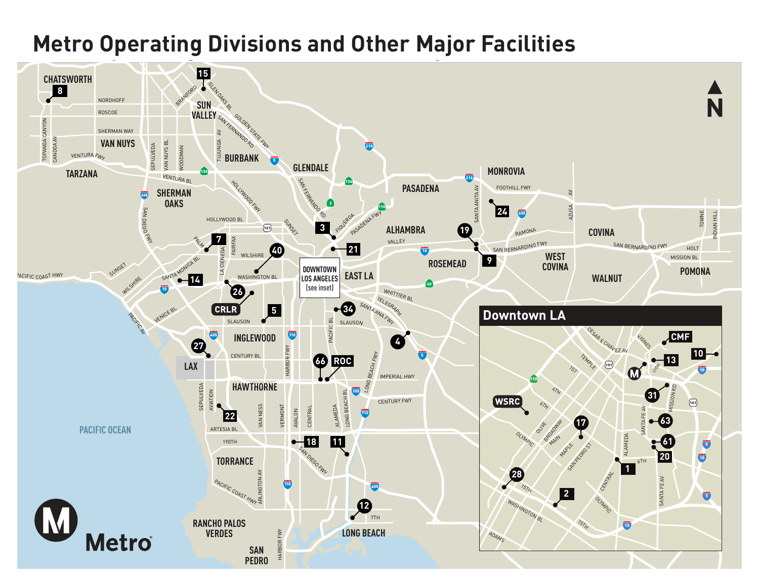# Metro Operating Divisions and Other Major Facilities

**Downtown LA**

DOWNTOWN LOS ANGELES (see inset)

Metro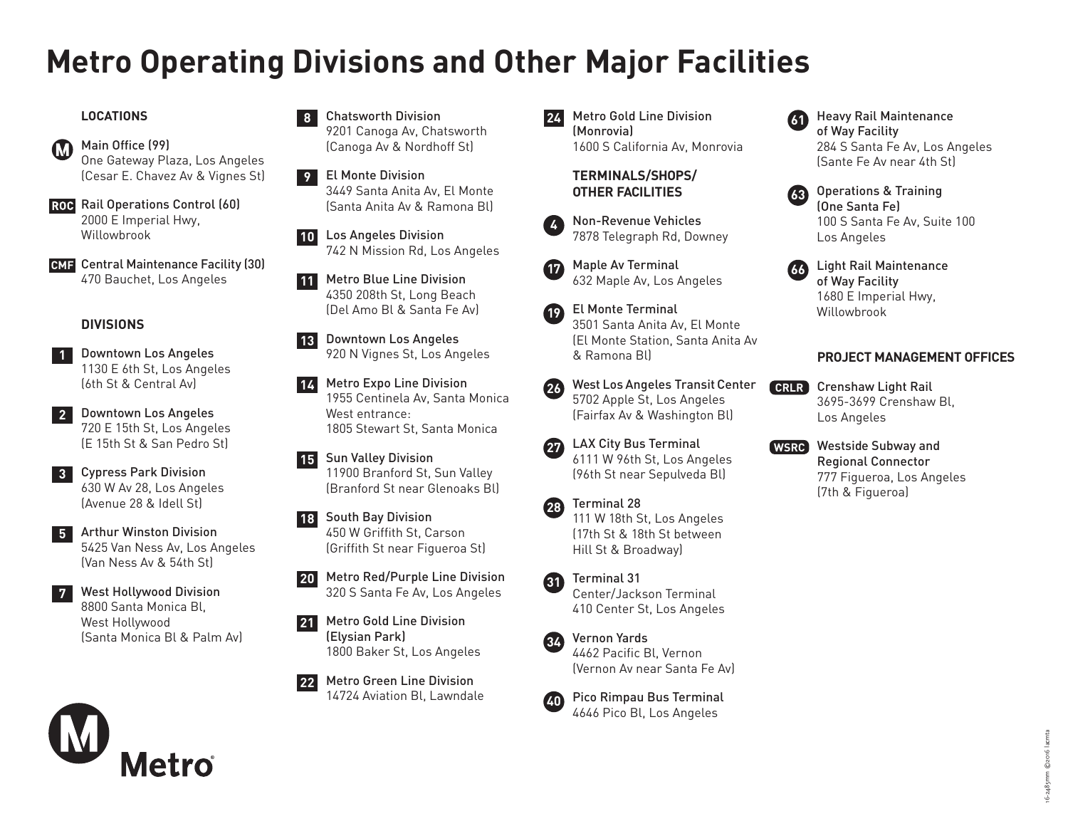# Metro Operating Divisions and Other Major Facilities

## LOCATIONS

**M** **Main Office (99)**
One Gateway Plaza, Los Angeles
(Cesar E. Chavez Av & Vignes St)

**ROC** **Rail Operations Control (60)**
2000 E Imperial Hwy,
Willowbrook

**CMF** **Central Maintenance Facility (30)**
470 Bauchet, Los Angeles

## DIVISIONS

**1** **Downtown Los Angeles**
1130 E 6th St, Los Angeles
(6th St & Central Av)

**2** **Downtown Los Angeles**
720 E 15th St, Los Angeles
(E 15th St & San Pedro St)

**3** **Cypress Park Division**
630 W Av 28, Los Angeles
(Avenue 28 & Idell St)

**5** **Arthur Winston Division**
5425 Van Ness Av, Los Angeles
(Van Ness Av & 54th St)

**7** **West Hollywood Division**
8800 Santa Monica Bl,
West Hollywood
(Santa Monica Bl & Palm Av)

**8** **Chatsworth Division**
9201 Canoga Av, Chatsworth
(Canoga Av & Nordhoff St)

**9** **El Monte Division**
3449 Santa Anita Av, El Monte
(Santa Anita Av & Ramona Bl)

**10** **Los Angeles Division**
742 N Mission Rd, Los Angeles

**11** **Metro Blue Line Division**
4350 208th St, Long Beach
(Del Amo Bl & Santa Fe Av)

**13** **Downtown Los Angeles**
920 N Vignes St, Los Angeles

**14** **Metro Expo Line Division**
1955 Centinela Av, Santa Monica
West entrance:
1805 Stewart St, Santa Monica

**15** **Sun Valley Division**
11900 Branford St, Sun Valley
(Branford St near Glenoaks Bl)

**18** **South Bay Division**
450 W Griffith St, Carson
(Griffith St near Figueroa St)

**20** **Metro Red/Purple Line Division**
320 S Santa Fe Av, Los Angeles

**21** **Metro Gold Line Division (Elysian Park)**
1800 Baker St, Los Angeles

**22** **Metro Green Line Division**
14724 Aviation Bl, Lawndale

**24** **Metro Gold Line Division (Monrovia)**
1600 S California Av, Monrovia

## TERMINALS/SHOPS/ OTHER FACILITIES

**4** **Non-Revenue Vehicles**
7878 Telegraph Rd, Downey

**17** **Maple Av Terminal**
632 Maple Av, Los Angeles

**19** **El Monte Terminal**
3501 Santa Anita Av, El Monte
(El Monte Station, Santa Anita Av & Ramona Bl)

**26** **West Los Angeles Transit Center**
5702 Apple St, Los Angeles
(Fairfax Av & Washington Bl)

**27** **LAX City Bus Terminal**
6111 W 96th St, Los Angeles
(96th St near Sepulveda Bl)

**28** **Terminal 28**
111 W 18th St, Los Angeles
(17th St & 18th St between Hill St & Broadway)

**31** **Terminal 31**
Center/Jackson Terminal
410 Center St, Los Angeles

**34** **Vernon Yards**
4462 Pacific Bl, Vernon
(Vernon Av near Santa Fe Av)

**40** **Pico Rimpau Bus Terminal**
4646 Pico Bl, Los Angeles

**61** **Heavy Rail Maintenance of Way Facility**
284 S Santa Fe Av, Los Angeles
(Sante Fe Av near 4th St)

**63** **Operations & Training (One Santa Fe)**
100 S Santa Fe Av, Suite 100
Los Angeles

**66** **Light Rail Maintenance of Way Facility**
1680 E Imperial Hwy,
Willowbrook

## PROJECT MANAGEMENT OFFICES

**CRLR** **Crenshaw Light Rail**
3695-3699 Crenshaw Bl,
Los Angeles

**WSRC** **Westside Subway and Regional Connector**
777 Figueroa, Los Angeles
(7th & Figueroa)

Metro